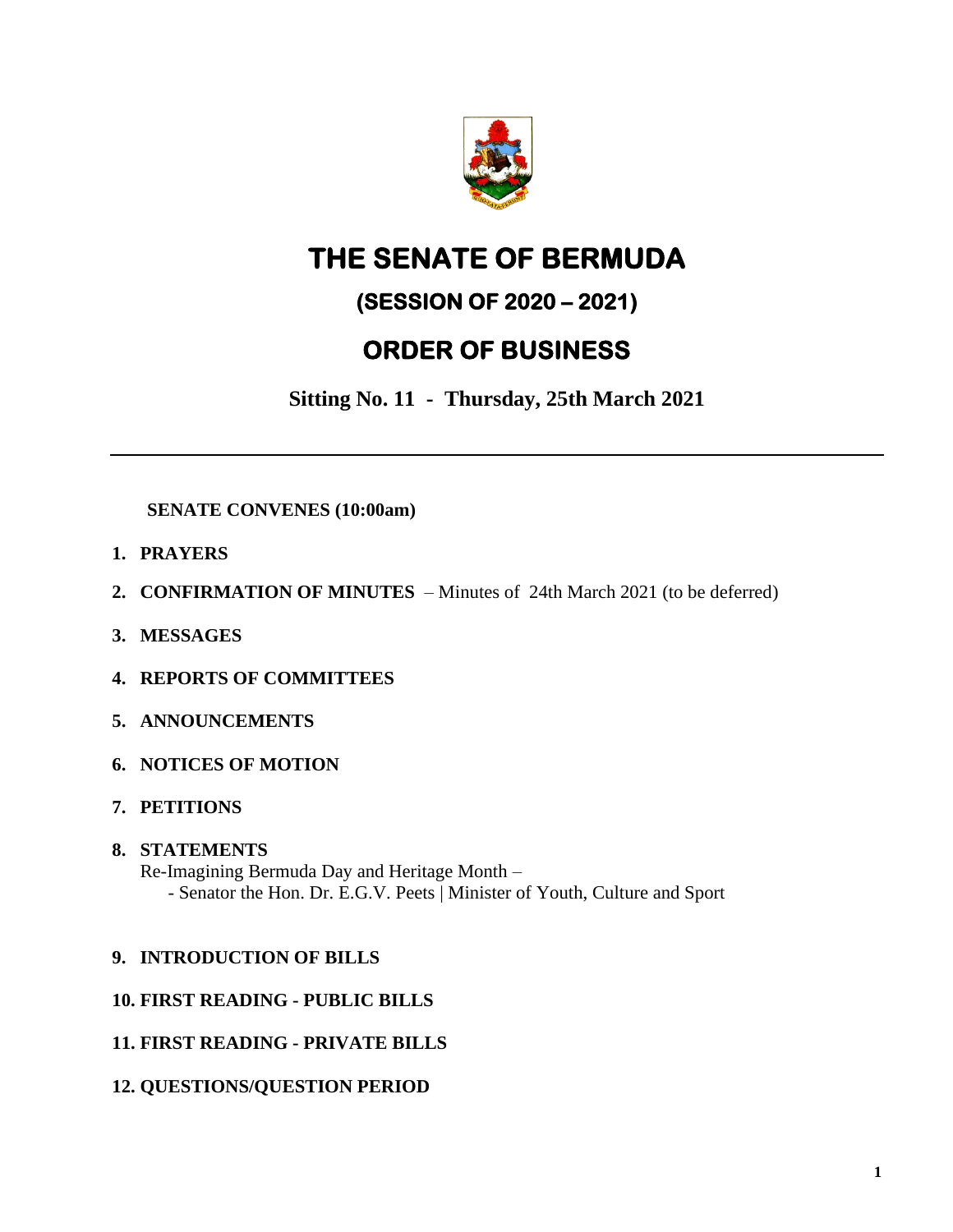# THE SENATE OF BERMUDA

## (SESSION OF 2020 – 2021)

## ORDER OF BUSINESS

**Sitting No. 11 - Thursday, 25th March 2021**

---

**SENATE CONVENES (10:00am)**

1. **PRAYERS**
2. **CONFIRMATION OF MINUTES** – Minutes of 24th March 2021 (to be deferred)
3. **MESSAGES**
4. **REPORTS OF COMMITTEES**
5. **ANNOUNCEMENTS**
6. **NOTICES OF MOTION**
7. **PETITIONS**
8. **STATEMENTS**
   Re-Imagining Bermuda Day and Heritage Month –
   - Senator the Hon. Dr. E.G.V. Peets | Minister of Youth, Culture and Sport
9. **INTRODUCTION OF BILLS**
10. **FIRST READING - PUBLIC BILLS**
11. **FIRST READING - PRIVATE BILLS**
12. **QUESTIONS/QUESTION PERIOD**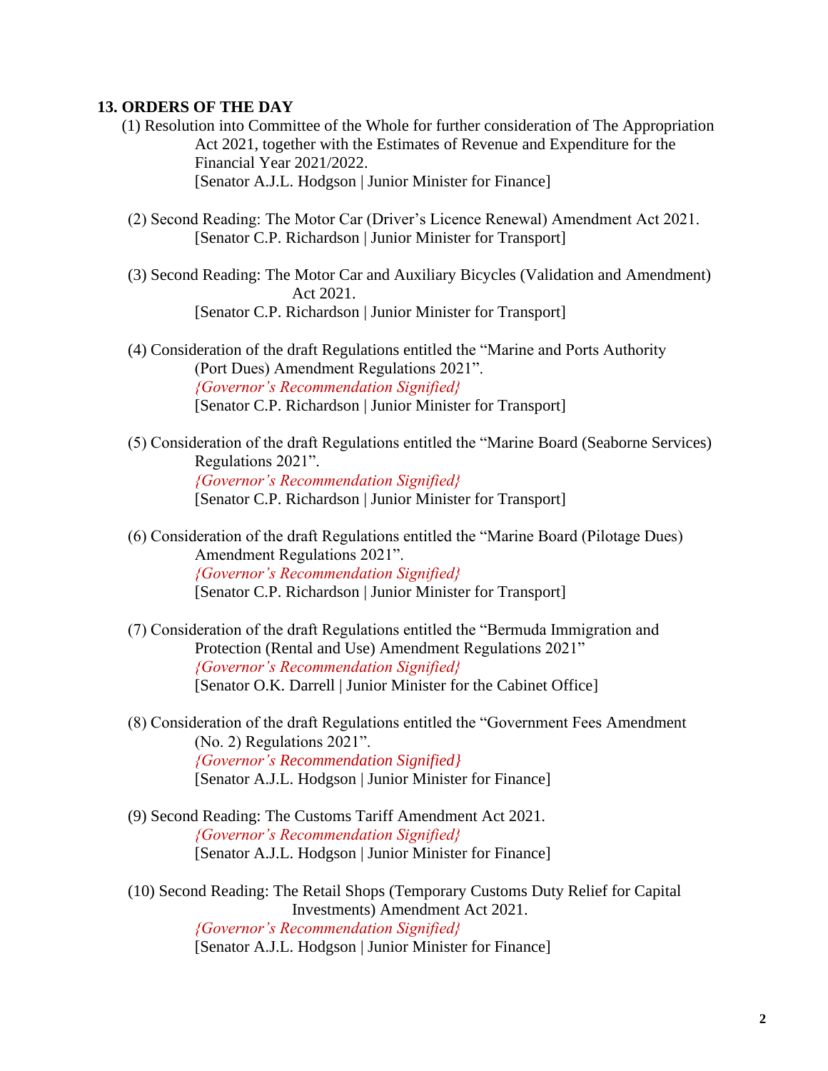## 13. ORDERS OF THE DAY

(1) Resolution into Committee of the Whole for further consideration of The Appropriation Act 2021, together with the Estimates of Revenue and Expenditure for the Financial Year 2021/2022.
[Senator A.J.L. Hodgson | Junior Minister for Finance]

(2) Second Reading: The Motor Car (Driver's Licence Renewal) Amendment Act 2021.
[Senator C.P. Richardson | Junior Minister for Transport]

(3) Second Reading: The Motor Car and Auxiliary Bicycles (Validation and Amendment) Act 2021.
[Senator C.P. Richardson | Junior Minister for Transport]

(4) Consideration of the draft Regulations entitled the "Marine and Ports Authority (Port Dues) Amendment Regulations 2021".
*{Governor's Recommendation Signified}*
[Senator C.P. Richardson | Junior Minister for Transport]

(5) Consideration of the draft Regulations entitled the "Marine Board (Seaborne Services) Regulations 2021".
*{Governor's Recommendation Signified}*
[Senator C.P. Richardson | Junior Minister for Transport]

(6) Consideration of the draft Regulations entitled the "Marine Board (Pilotage Dues) Amendment Regulations 2021".
*{Governor's Recommendation Signified}*
[Senator C.P. Richardson | Junior Minister for Transport]

(7) Consideration of the draft Regulations entitled the "Bermuda Immigration and Protection (Rental and Use) Amendment Regulations 2021"
*{Governor's Recommendation Signified}*
[Senator O.K. Darrell | Junior Minister for the Cabinet Office]

(8) Consideration of the draft Regulations entitled the "Government Fees Amendment (No. 2) Regulations 2021".
*{Governor's Recommendation Signified}*
[Senator A.J.L. Hodgson | Junior Minister for Finance]

(9) Second Reading: The Customs Tariff Amendment Act 2021.
*{Governor's Recommendation Signified}*
[Senator A.J.L. Hodgson | Junior Minister for Finance]

(10) Second Reading: The Retail Shops (Temporary Customs Duty Relief for Capital Investments) Amendment Act 2021.
*{Governor's Recommendation Signified}*
[Senator A.J.L. Hodgson | Junior Minister for Finance]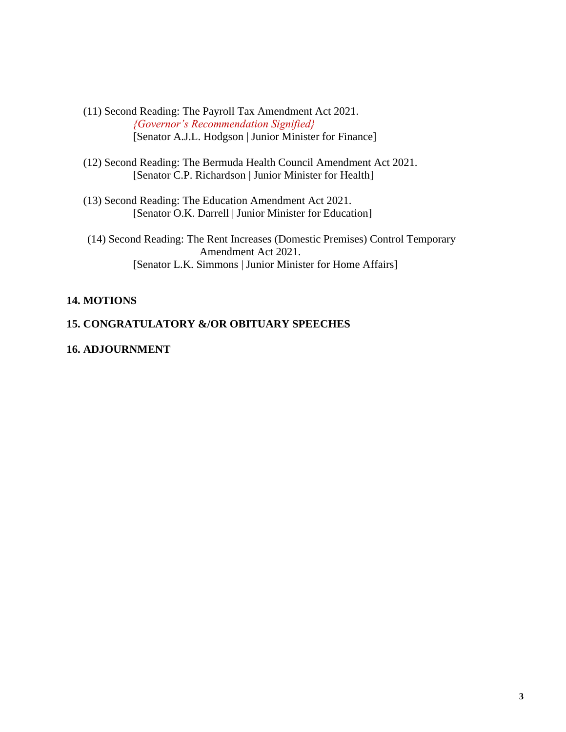(11) Second Reading: The Payroll Tax Amendment Act 2021.
*{Governor's Recommendation Signified}*
[Senator A.J.L. Hodgson | Junior Minister for Finance]

(12) Second Reading: The Bermuda Health Council Amendment Act 2021.
[Senator C.P. Richardson | Junior Minister for Health]

(13) Second Reading: The Education Amendment Act 2021.
[Senator O.K. Darrell | Junior Minister for Education]

(14) Second Reading: The Rent Increases (Domestic Premises) Control Temporary Amendment Act 2021.
[Senator L.K. Simmons | Junior Minister for Home Affairs]

**14. MOTIONS**

**15. CONGRATULATORY &/OR OBITUARY SPEECHES**

**16. ADJOURNMENT**